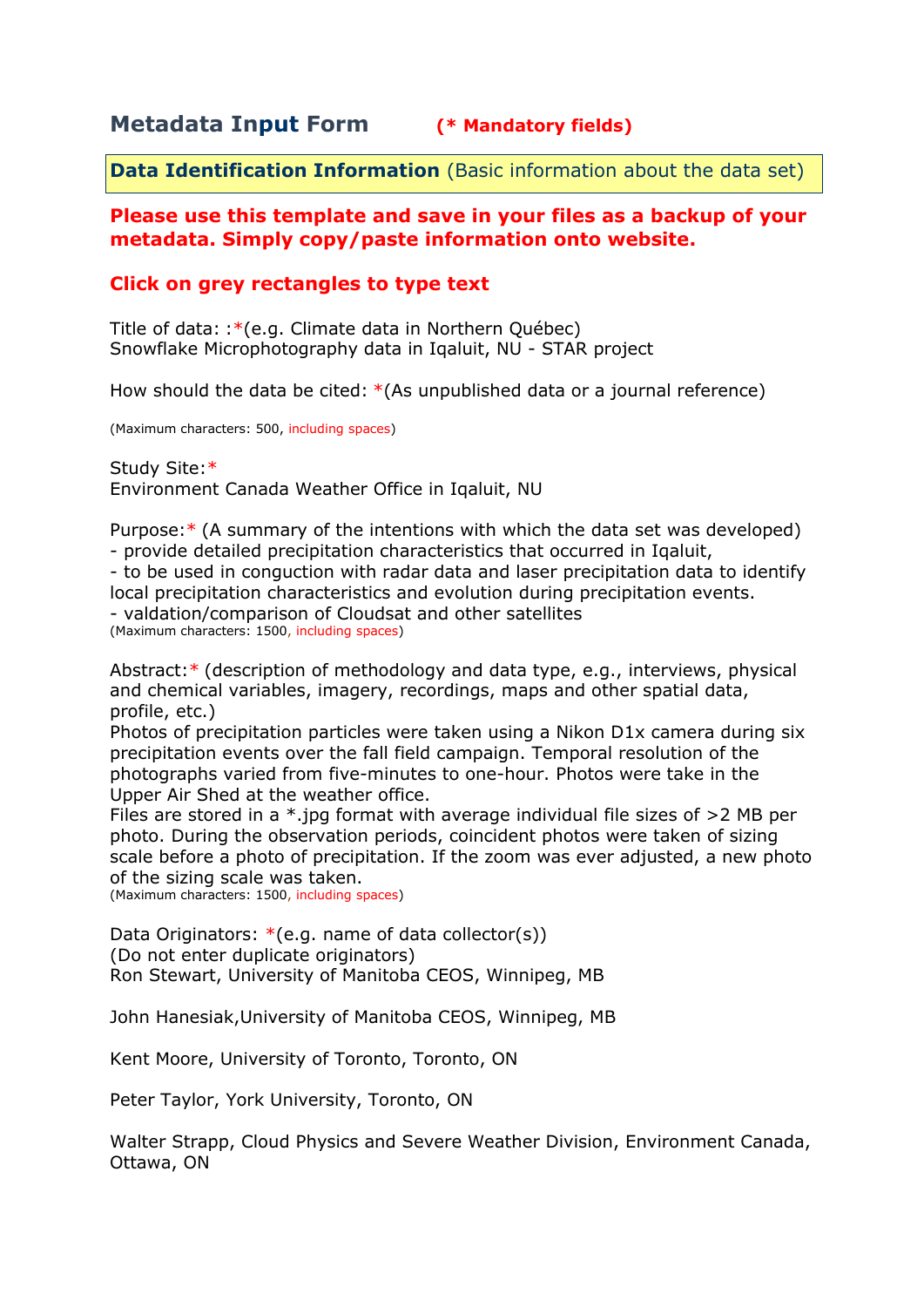# Metadata Input Form (* Mandatory fields)

**Data Identification Information** (Basic information about the data set)

**Please use this template and save in your files as a backup of your metadata. Simply copy/paste information onto website.**

**Click on grey rectangles to type text**

Title of data: :*(e.g. Climate data in Northern Québec)
Snowflake Microphotography data in Iqaluit, NU - STAR project

How should the data be cited: *(As unpublished data or a journal reference)

(Maximum characters: 500, including spaces)

Study Site:*
Environment Canada Weather Office in Iqaluit, NU

Purpose:* (A summary of the intentions with which the data set was developed)
- provide detailed precipitation characteristics that occurred in Iqaluit,
- to be used in conguction with radar data and laser precipitation data to identify local precipitation characteristics and evolution during precipitation events.
- valdation/comparison of Cloudsat and other satellites

(Maximum characters: 1500, including spaces)

Abstract:* (description of methodology and data type, e.g., interviews, physical and chemical variables, imagery, recordings, maps and other spatial data, profile, etc.)
Photos of precipitation particles were taken using a Nikon D1x camera during six precipitation events over the fall field campaign. Temporal resolution of the photographs varied from five-minutes to one-hour. Photos were take in the Upper Air Shed at the weather office.
Files are stored in a *.jpg format with average individual file sizes of >2 MB per photo. During the observation periods, coincident photos were taken of sizing scale before a photo of precipitation. If the zoom was ever adjusted, a new photo of the sizing scale was taken.

(Maximum characters: 1500, including spaces)

Data Originators: *(e.g. name of data collector(s))
(Do not enter duplicate originators)
Ron Stewart, University of Manitoba CEOS, Winnipeg, MB

John Hanesiak,University of Manitoba CEOS, Winnipeg, MB

Kent Moore, University of Toronto, Toronto, ON

Peter Taylor, York University, Toronto, ON

Walter Strapp, Cloud Physics and Severe Weather Division, Environment Canada, Ottawa, ON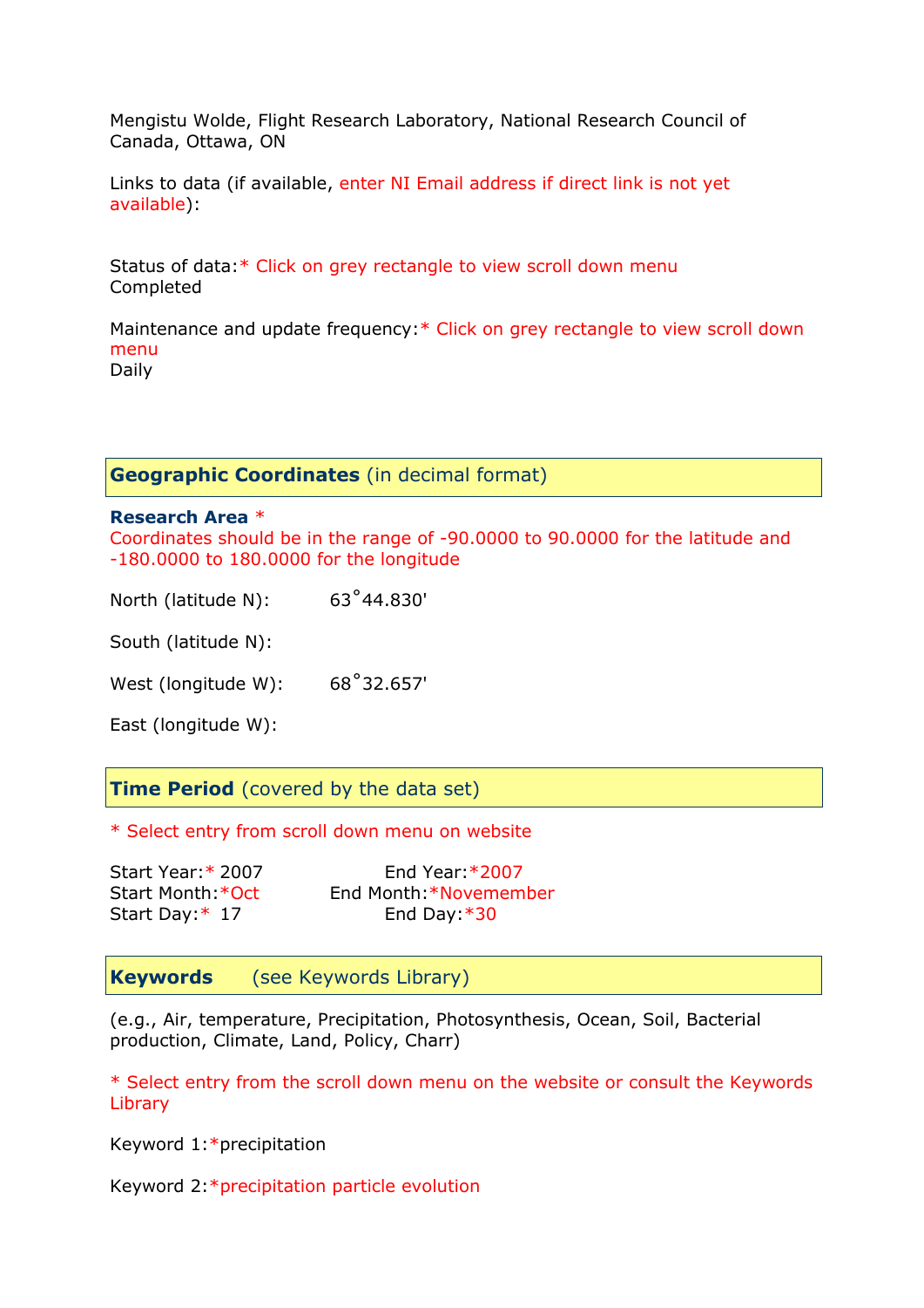Mengistu Wolde, Flight Research Laboratory, National Research Council of Canada, Ottawa, ON

Links to data (if available, enter NI Email address if direct link is not yet available):

Status of data:* Click on grey rectangle to view scroll down menu
Completed

Maintenance and update frequency:* Click on grey rectangle to view scroll down menu
Daily

## Geographic Coordinates (in decimal format)

**Research Area** *
Coordinates should be in the range of -90.0000 to 90.0000 for the latitude and -180.0000 to 180.0000 for the longitude

North (latitude N): 63˚44.830'

South (latitude N):

West (longitude W): 68˚32.657'

East (longitude W):

## Time Period (covered by the data set)

* Select entry from scroll down menu on website

Start Year:* 2007 End Year:*2007
Start Month:*Oct End Month:*Novemember
Start Day:* 17 End Day:*30

## Keywords (see Keywords Library)

(e.g., Air, temperature, Precipitation, Photosynthesis, Ocean, Soil, Bacterial production, Climate, Land, Policy, Charr)

* Select entry from the scroll down menu on the website or consult the Keywords Library

Keyword 1:*precipitation

Keyword 2:*precipitation particle evolution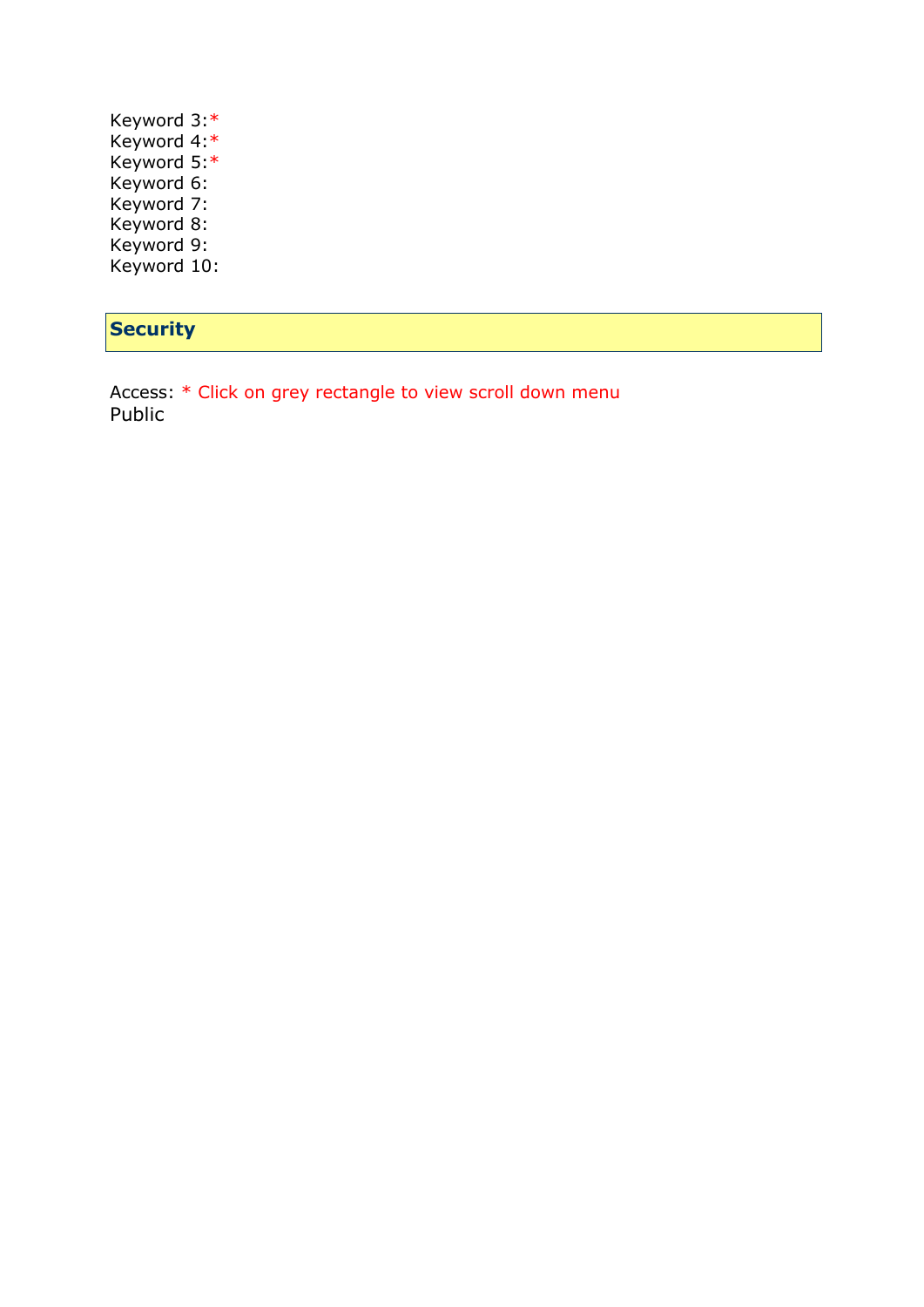Keyword 3:*
Keyword 4:*
Keyword 5:*
Keyword 6:
Keyword 7:
Keyword 8:
Keyword 9:
Keyword 10:

## Security

Access: * Click on grey rectangle to view scroll down menu
Public